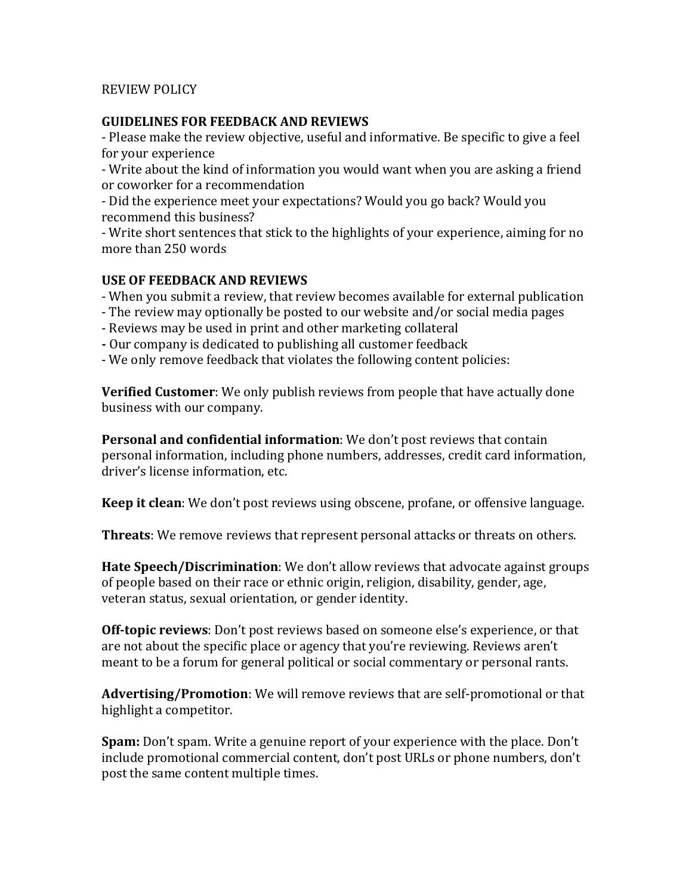# REVIEW POLICY

## GUIDELINES FOR FEEDBACK AND REVIEWS

- Please make the review objective, useful and informative. Be specific to give a feel for your experience
- Write about the kind of information you would want when you are asking a friend or coworker for a recommendation
- Did the experience meet your expectations? Would you go back? Would you recommend this business?
- Write short sentences that stick to the highlights of your experience, aiming for no more than 250 words

## USE OF FEEDBACK AND REVIEWS

- When you submit a review, that review becomes available for external publication
- The review may optionally be posted to our website and/or social media pages
- Reviews may be used in print and other marketing collateral
- Our company is dedicated to publishing all customer feedback
- We only remove feedback that violates the following content policies:

**Verified Customer**: We only publish reviews from people that have actually done business with our company.

**Personal and confidential information**: We don't post reviews that contain personal information, including phone numbers, addresses, credit card information, driver's license information, etc.

**Keep it clean**: We don't post reviews using obscene, profane, or offensive language.

**Threats**: We remove reviews that represent personal attacks or threats on others.

**Hate Speech/Discrimination**: We don't allow reviews that advocate against groups of people based on their race or ethnic origin, religion, disability, gender, age, veteran status, sexual orientation, or gender identity.

**Off-topic reviews**: Don't post reviews based on someone else's experience, or that are not about the specific place or agency that you're reviewing. Reviews aren't meant to be a forum for general political or social commentary or personal rants.

**Advertising/Promotion**: We will remove reviews that are self-promotional or that highlight a competitor.

**Spam:** Don't spam. Write a genuine report of your experience with the place. Don't include promotional commercial content, don't post URLs or phone numbers, don't post the same content multiple times.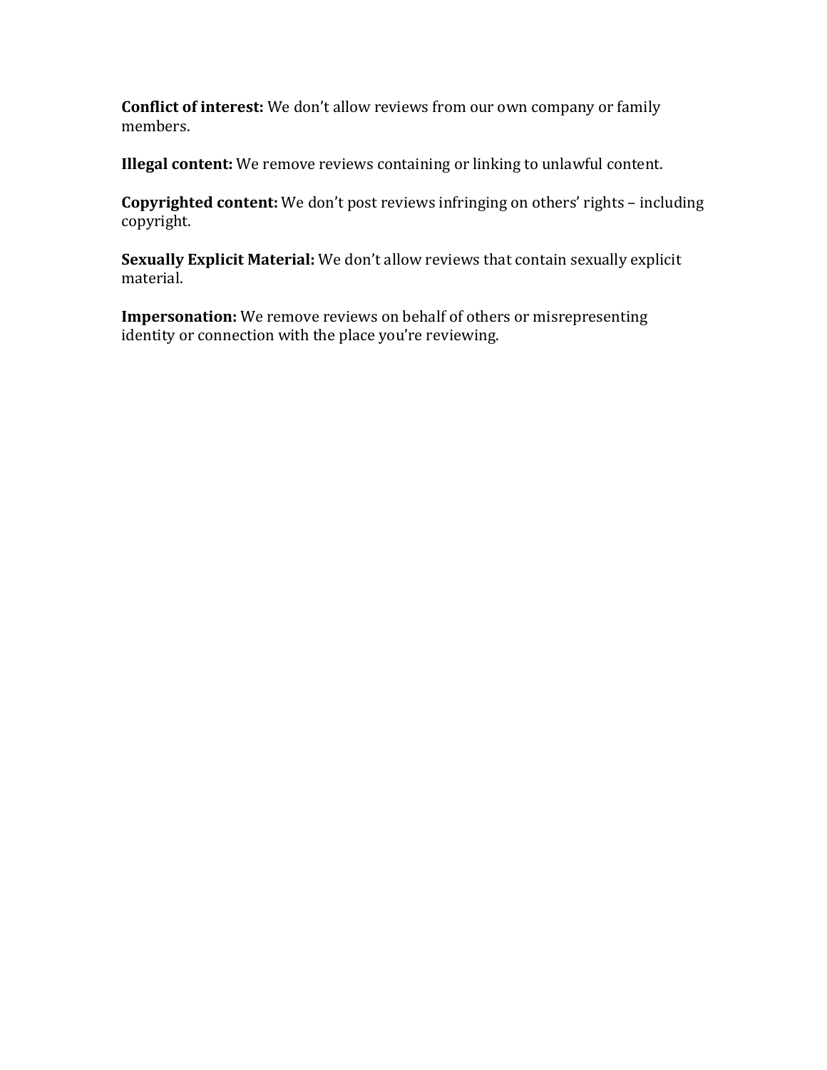**Conflict of interest:** We don't allow reviews from our own company or family members.

**Illegal content:** We remove reviews containing or linking to unlawful content.

**Copyrighted content:** We don't post reviews infringing on others' rights – including copyright.

**Sexually Explicit Material:** We don't allow reviews that contain sexually explicit material.

**Impersonation:** We remove reviews on behalf of others or misrepresenting identity or connection with the place you're reviewing.